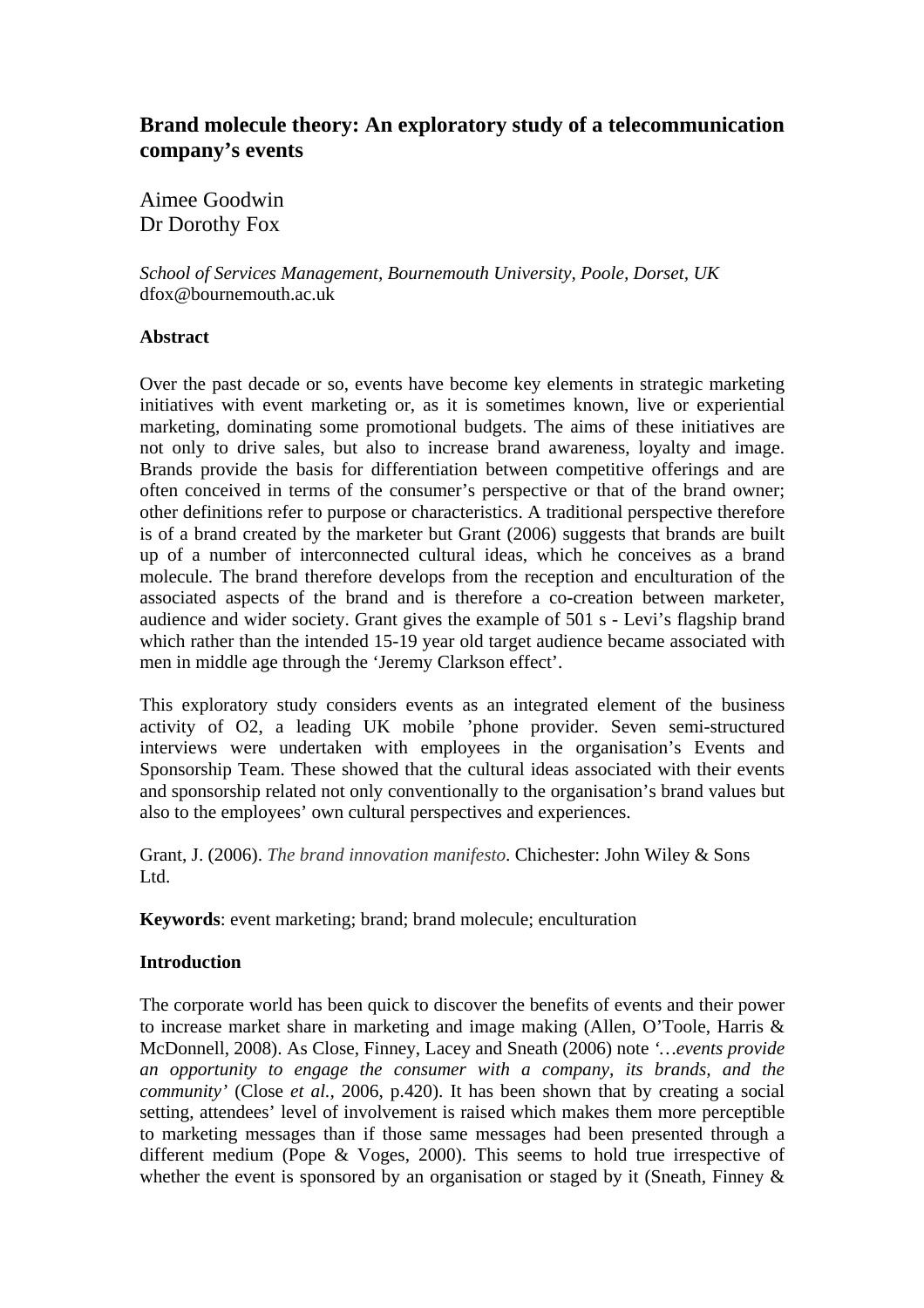# Brand molecule theory: An exploratory study of a telecommunication company's events

Aimee Goodwin
Dr Dorothy Fox

*School of Services Management, Bournemouth University, Poole, Dorset, UK*
dfox@bournemouth.ac.uk

## Abstract

Over the past decade or so, events have become key elements in strategic marketing initiatives with event marketing or, as it is sometimes known, live or experiential marketing, dominating some promotional budgets. The aims of these initiatives are not only to drive sales, but also to increase brand awareness, loyalty and image. Brands provide the basis for differentiation between competitive offerings and are often conceived in terms of the consumer's perspective or that of the brand owner; other definitions refer to purpose or characteristics. A traditional perspective therefore is of a brand created by the marketer but Grant (2006) suggests that brands are built up of a number of interconnected cultural ideas, which he conceives as a brand molecule. The brand therefore develops from the reception and enculturation of the associated aspects of the brand and is therefore a co-creation between marketer, audience and wider society. Grant gives the example of 501 s - Levi's flagship brand which rather than the intended 15-19 year old target audience became associated with men in middle age through the 'Jeremy Clarkson effect'.

This exploratory study considers events as an integrated element of the business activity of O2, a leading UK mobile 'phone provider. Seven semi-structured interviews were undertaken with employees in the organisation's Events and Sponsorship Team. These showed that the cultural ideas associated with their events and sponsorship related not only conventionally to the organisation's brand values but also to the employees' own cultural perspectives and experiences.

Grant, J. (2006). *The brand innovation manifesto*. Chichester: John Wiley & Sons Ltd.

**Keywords**: event marketing; brand; brand molecule; enculturation

## Introduction

The corporate world has been quick to discover the benefits of events and their power to increase market share in marketing and image making (Allen, O'Toole, Harris & McDonnell, 2008). As Close, Finney, Lacey and Sneath (2006) note *'…events provide an opportunity to engage the consumer with a company, its brands, and the community'* (Close *et al.*, 2006, p.420). It has been shown that by creating a social setting, attendees' level of involvement is raised which makes them more perceptible to marketing messages than if those same messages had been presented through a different medium (Pope & Voges, 2000). This seems to hold true irrespective of whether the event is sponsored by an organisation or staged by it (Sneath, Finney &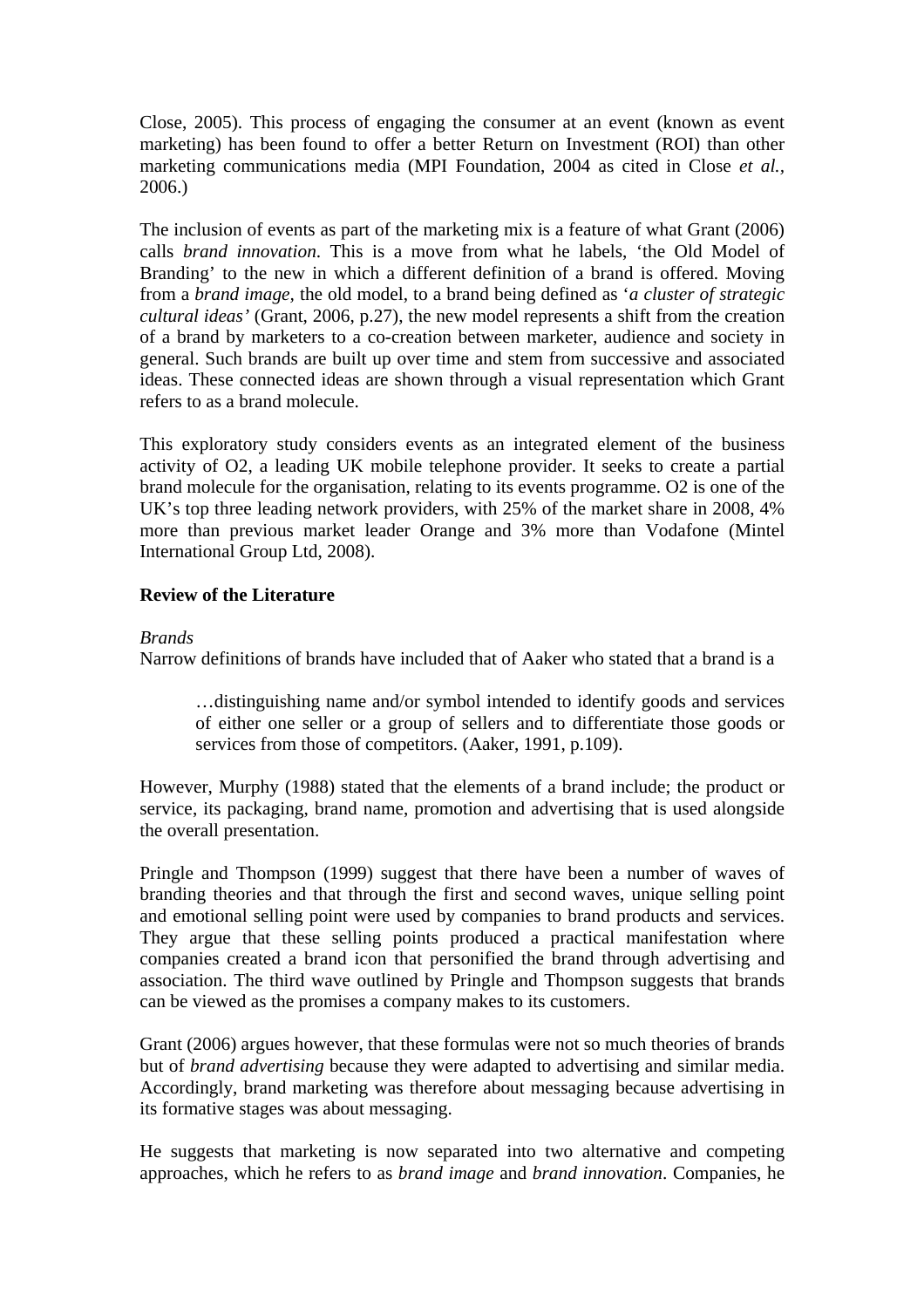Close, 2005). This process of engaging the consumer at an event (known as event marketing) has been found to offer a better Return on Investment (ROI) than other marketing communications media (MPI Foundation, 2004 as cited in Close *et al.*, 2006.)

The inclusion of events as part of the marketing mix is a feature of what Grant (2006) calls *brand innovation*. This is a move from what he labels, 'the Old Model of Branding' to the new in which a different definition of a brand is offered. Moving from a *brand image*, the old model, to a brand being defined as '*a cluster of strategic cultural ideas'* (Grant, 2006, p.27), the new model represents a shift from the creation of a brand by marketers to a co-creation between marketer, audience and society in general. Such brands are built up over time and stem from successive and associated ideas. These connected ideas are shown through a visual representation which Grant refers to as a brand molecule.

This exploratory study considers events as an integrated element of the business activity of O2, a leading UK mobile telephone provider. It seeks to create a partial brand molecule for the organisation, relating to its events programme. O2 is one of the UK's top three leading network providers, with 25% of the market share in 2008, 4% more than previous market leader Orange and 3% more than Vodafone (Mintel International Group Ltd, 2008).

## Review of the Literature

*Brands*

Narrow definitions of brands have included that of Aaker who stated that a brand is a

> …distinguishing name and/or symbol intended to identify goods and services of either one seller or a group of sellers and to differentiate those goods or services from those of competitors. (Aaker, 1991, p.109).

However, Murphy (1988) stated that the elements of a brand include; the product or service, its packaging, brand name, promotion and advertising that is used alongside the overall presentation.

Pringle and Thompson (1999) suggest that there have been a number of waves of branding theories and that through the first and second waves, unique selling point and emotional selling point were used by companies to brand products and services. They argue that these selling points produced a practical manifestation where companies created a brand icon that personified the brand through advertising and association. The third wave outlined by Pringle and Thompson suggests that brands can be viewed as the promises a company makes to its customers.

Grant (2006) argues however, that these formulas were not so much theories of brands but of *brand advertising* because they were adapted to advertising and similar media. Accordingly, brand marketing was therefore about messaging because advertising in its formative stages was about messaging.

He suggests that marketing is now separated into two alternative and competing approaches, which he refers to as *brand image* and *brand innovation*. Companies, he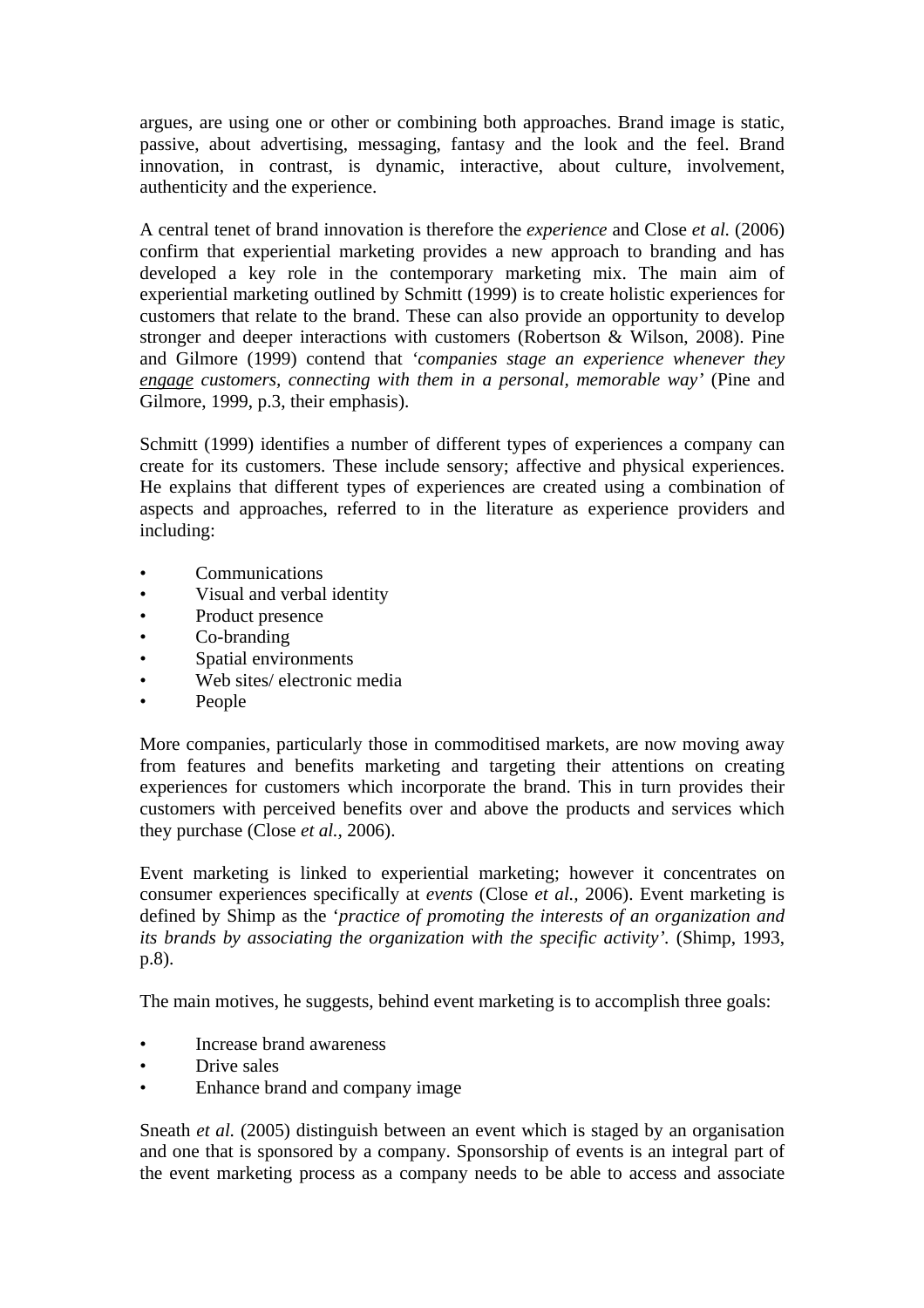argues, are using one or other or combining both approaches. Brand image is static, passive, about advertising, messaging, fantasy and the look and the feel. Brand innovation, in contrast, is dynamic, interactive, about culture, involvement, authenticity and the experience.

A central tenet of brand innovation is therefore the *experience* and Close *et al.* (2006) confirm that experiential marketing provides a new approach to branding and has developed a key role in the contemporary marketing mix. The main aim of experiential marketing outlined by Schmitt (1999) is to create holistic experiences for customers that relate to the brand. These can also provide an opportunity to develop stronger and deeper interactions with customers (Robertson & Wilson, 2008). Pine and Gilmore (1999) contend that *'companies stage an experience whenever they <u>engage</u> customers, connecting with them in a personal, memorable way'* (Pine and Gilmore, 1999, p.3, their emphasis).

Schmitt (1999) identifies a number of different types of experiences a company can create for its customers. These include sensory; affective and physical experiences. He explains that different types of experiences are created using a combination of aspects and approaches, referred to in the literature as experience providers and including:

- Communications
- Visual and verbal identity
- Product presence
- Co-branding
- Spatial environments
- Web sites/ electronic media
- People

More companies, particularly those in commoditised markets, are now moving away from features and benefits marketing and targeting their attentions on creating experiences for customers which incorporate the brand. This in turn provides their customers with perceived benefits over and above the products and services which they purchase (Close *et al.,* 2006).

Event marketing is linked to experiential marketing; however it concentrates on consumer experiences specifically at *events* (Close *et al.,* 2006). Event marketing is defined by Shimp as the '*practice of promoting the interests of an organization and its brands by associating the organization with the specific activity'*. (Shimp, 1993, p.8).

The main motives, he suggests, behind event marketing is to accomplish three goals:

- Increase brand awareness
- Drive sales
- Enhance brand and company image

Sneath *et al.* (2005) distinguish between an event which is staged by an organisation and one that is sponsored by a company. Sponsorship of events is an integral part of the event marketing process as a company needs to be able to access and associate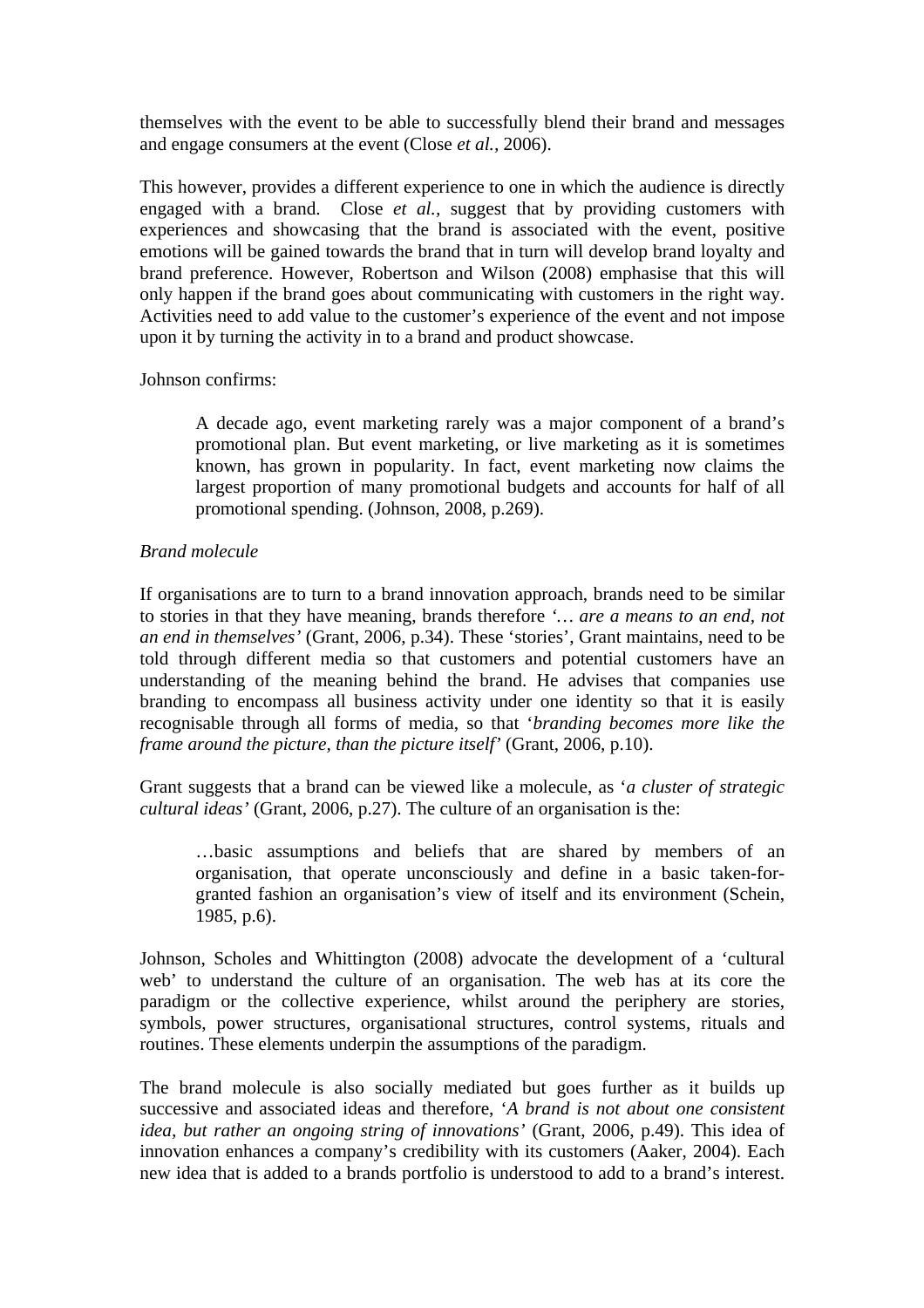themselves with the event to be able to successfully blend their brand and messages and engage consumers at the event (Close *et al.*, 2006).

This however, provides a different experience to one in which the audience is directly engaged with a brand. Close *et al.*, suggest that by providing customers with experiences and showcasing that the brand is associated with the event, positive emotions will be gained towards the brand that in turn will develop brand loyalty and brand preference. However, Robertson and Wilson (2008) emphasise that this will only happen if the brand goes about communicating with customers in the right way. Activities need to add value to the customer's experience of the event and not impose upon it by turning the activity in to a brand and product showcase.

Johnson confirms:

> A decade ago, event marketing rarely was a major component of a brand's promotional plan. But event marketing, or live marketing as it is sometimes known, has grown in popularity. In fact, event marketing now claims the largest proportion of many promotional budgets and accounts for half of all promotional spending. (Johnson, 2008, p.269).

*Brand molecule*

If organisations are to turn to a brand innovation approach, brands need to be similar to stories in that they have meaning, brands therefore *'… are a means to an end, not an end in themselves'* (Grant, 2006, p.34). These 'stories', Grant maintains, need to be told through different media so that customers and potential customers have an understanding of the meaning behind the brand. He advises that companies use branding to encompass all business activity under one identity so that it is easily recognisable through all forms of media, so that '*branding becomes more like the frame around the picture, than the picture itself'* (Grant, 2006, p.10).

Grant suggests that a brand can be viewed like a molecule, as '*a cluster of strategic cultural ideas'* (Grant, 2006, p.27). The culture of an organisation is the:

> …basic assumptions and beliefs that are shared by members of an organisation, that operate unconsciously and define in a basic taken-for-granted fashion an organisation's view of itself and its environment (Schein, 1985, p.6).

Johnson, Scholes and Whittington (2008) advocate the development of a 'cultural web' to understand the culture of an organisation. The web has at its core the paradigm or the collective experience, whilst around the periphery are stories, symbols, power structures, organisational structures, control systems, rituals and routines. These elements underpin the assumptions of the paradigm.

The brand molecule is also socially mediated but goes further as it builds up successive and associated ideas and therefore, '*A brand is not about one consistent idea, but rather an ongoing string of innovations'* (Grant, 2006, p.49). This idea of innovation enhances a company's credibility with its customers (Aaker, 2004). Each new idea that is added to a brands portfolio is understood to add to a brand's interest.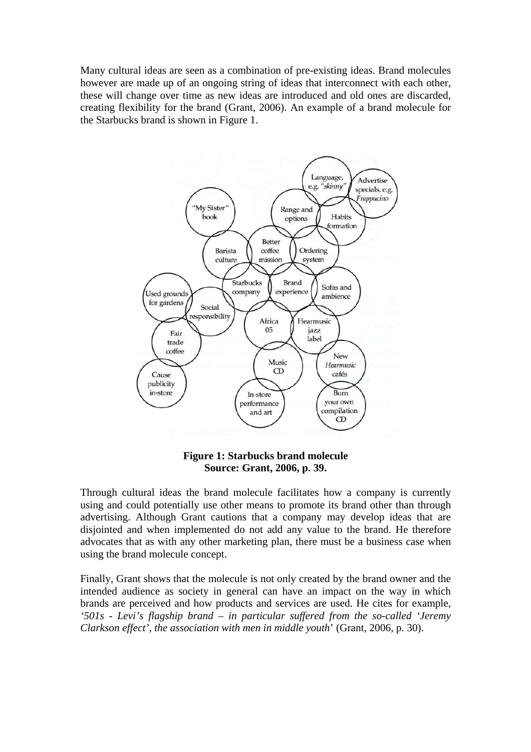Many cultural ideas are seen as a combination of pre-existing ideas. Brand molecules however are made up of an ongoing string of ideas that interconnect with each other, these will change over time as new ideas are introduced and old ones are discarded, creating flexibility for the brand (Grant, 2006). An example of a brand molecule for the Starbucks brand is shown in Figure 1.

**Figure 1: Starbucks brand molecule**
**Source: Grant, 2006, p. 39.**

Through cultural ideas the brand molecule facilitates how a company is currently using and could potentially use other means to promote its brand other than through advertising. Although Grant cautions that a company may develop ideas that are disjointed and when implemented do not add any value to the brand. He therefore advocates that as with any other marketing plan, there must be a business case when using the brand molecule concept.

Finally, Grant shows that the molecule is not only created by the brand owner and the intended audience as society in general can have an impact on the way in which brands are perceived and how products and services are used. He cites for example, *'501s - Levi's flagship brand – in particular suffered from the so-called 'Jeremy Clarkson effect', the association with men in middle youth*' (Grant, 2006, p. 30).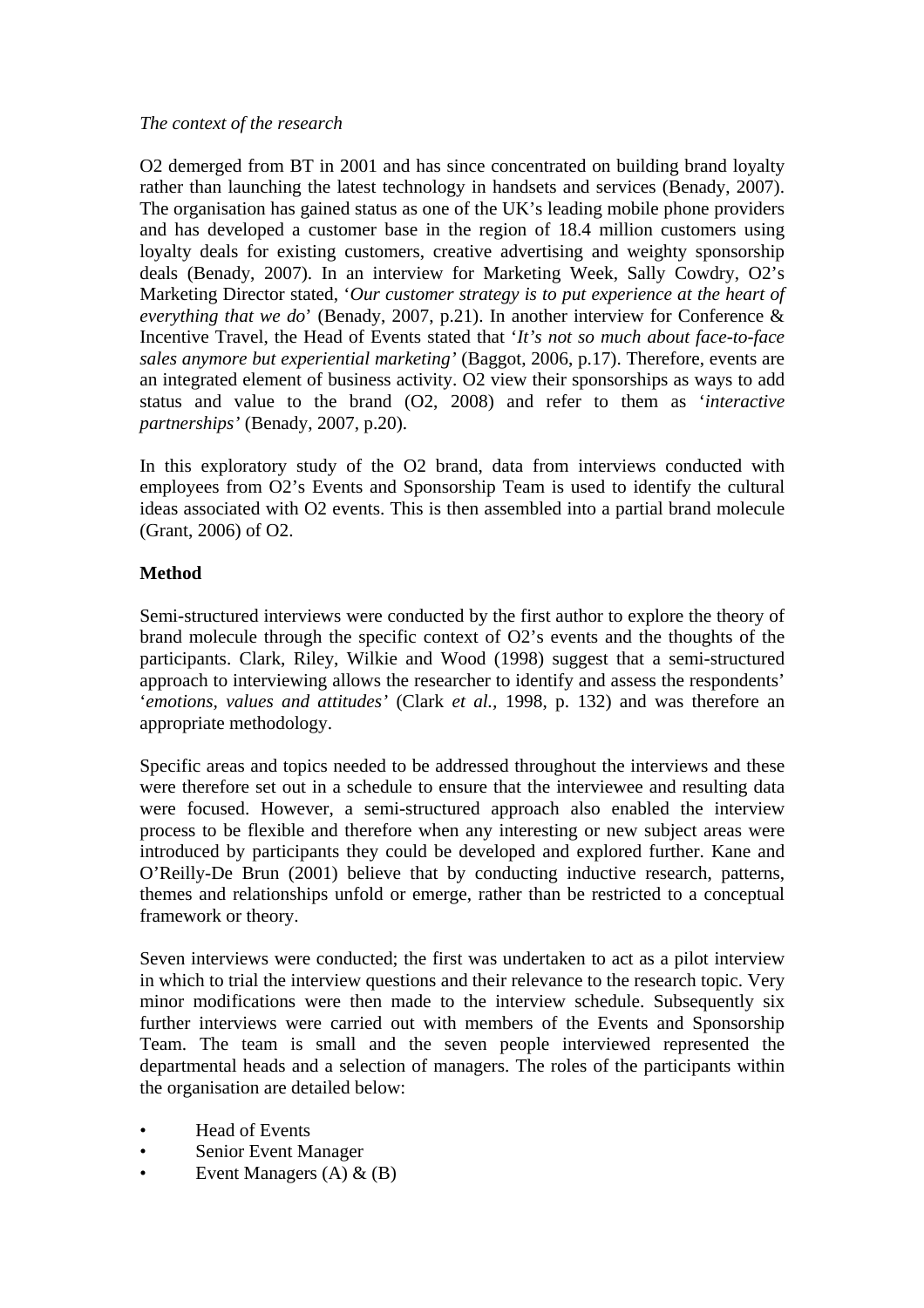*The context of the research*

O2 demerged from BT in 2001 and has since concentrated on building brand loyalty rather than launching the latest technology in handsets and services (Benady, 2007). The organisation has gained status as one of the UK's leading mobile phone providers and has developed a customer base in the region of 18.4 million customers using loyalty deals for existing customers, creative advertising and weighty sponsorship deals (Benady, 2007). In an interview for Marketing Week, Sally Cowdry, O2's Marketing Director stated, '*Our customer strategy is to put experience at the heart of everything that we do*' (Benady, 2007, p.21). In another interview for Conference & Incentive Travel, the Head of Events stated that '*It's not so much about face-to-face sales anymore but experiential marketing'* (Baggot, 2006, p.17). Therefore, events are an integrated element of business activity. O2 view their sponsorships as ways to add status and value to the brand (O2, 2008) and refer to them as '*interactive partnerships'* (Benady, 2007, p.20).

In this exploratory study of the O2 brand, data from interviews conducted with employees from O2's Events and Sponsorship Team is used to identify the cultural ideas associated with O2 events. This is then assembled into a partial brand molecule (Grant, 2006) of O2.

**Method**

Semi-structured interviews were conducted by the first author to explore the theory of brand molecule through the specific context of O2's events and the thoughts of the participants. Clark, Riley, Wilkie and Wood (1998) suggest that a semi-structured approach to interviewing allows the researcher to identify and assess the respondents' '*emotions, values and attitudes'* (Clark *et al.,* 1998, p. 132) and was therefore an appropriate methodology.

Specific areas and topics needed to be addressed throughout the interviews and these were therefore set out in a schedule to ensure that the interviewee and resulting data were focused. However, a semi-structured approach also enabled the interview process to be flexible and therefore when any interesting or new subject areas were introduced by participants they could be developed and explored further. Kane and O'Reilly-De Brun (2001) believe that by conducting inductive research, patterns, themes and relationships unfold or emerge, rather than be restricted to a conceptual framework or theory.

Seven interviews were conducted; the first was undertaken to act as a pilot interview in which to trial the interview questions and their relevance to the research topic. Very minor modifications were then made to the interview schedule. Subsequently six further interviews were carried out with members of the Events and Sponsorship Team. The team is small and the seven people interviewed represented the departmental heads and a selection of managers. The roles of the participants within the organisation are detailed below:

- Head of Events
- Senior Event Manager
- Event Managers (A) & (B)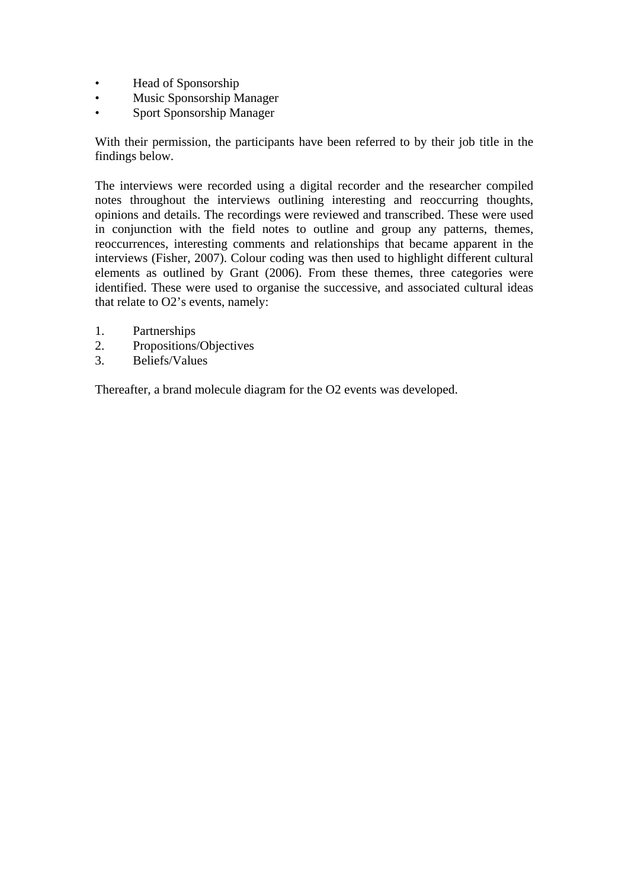- Head of Sponsorship
- Music Sponsorship Manager
- Sport Sponsorship Manager

With their permission, the participants have been referred to by their job title in the findings below.

The interviews were recorded using a digital recorder and the researcher compiled notes throughout the interviews outlining interesting and reoccurring thoughts, opinions and details. The recordings were reviewed and transcribed. These were used in conjunction with the field notes to outline and group any patterns, themes, reoccurrences, interesting comments and relationships that became apparent in the interviews (Fisher, 2007). Colour coding was then used to highlight different cultural elements as outlined by Grant (2006). From these themes, three categories were identified. These were used to organise the successive, and associated cultural ideas that relate to O2's events, namely:

1. Partnerships
2. Propositions/Objectives
3. Beliefs/Values

Thereafter, a brand molecule diagram for the O2 events was developed.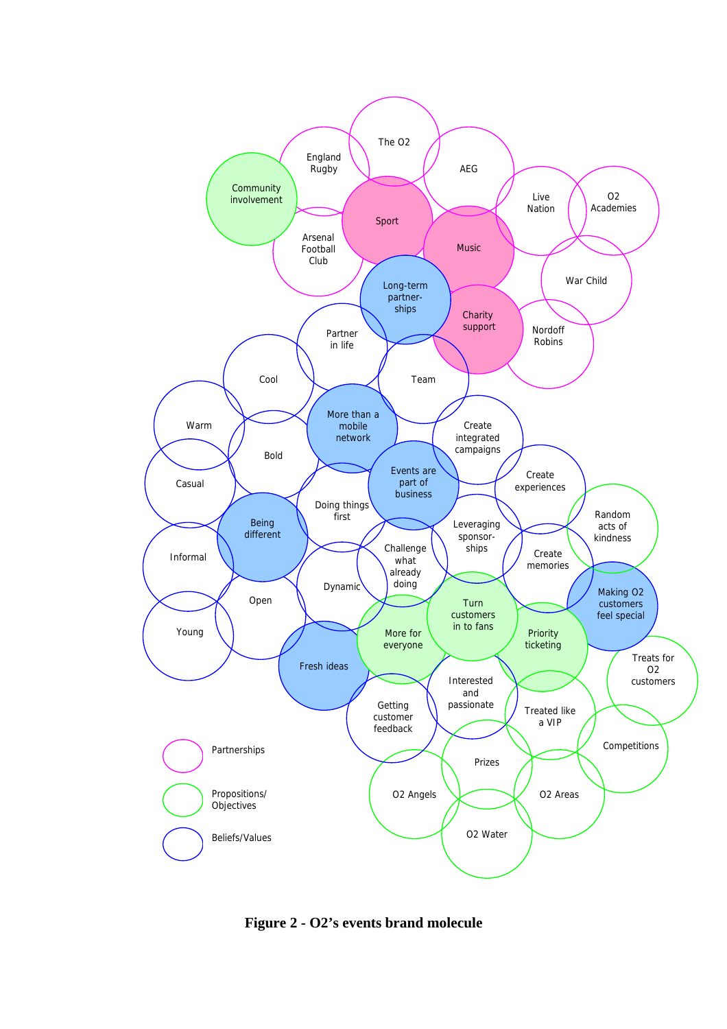**Figure 2 - O2's events brand molecule**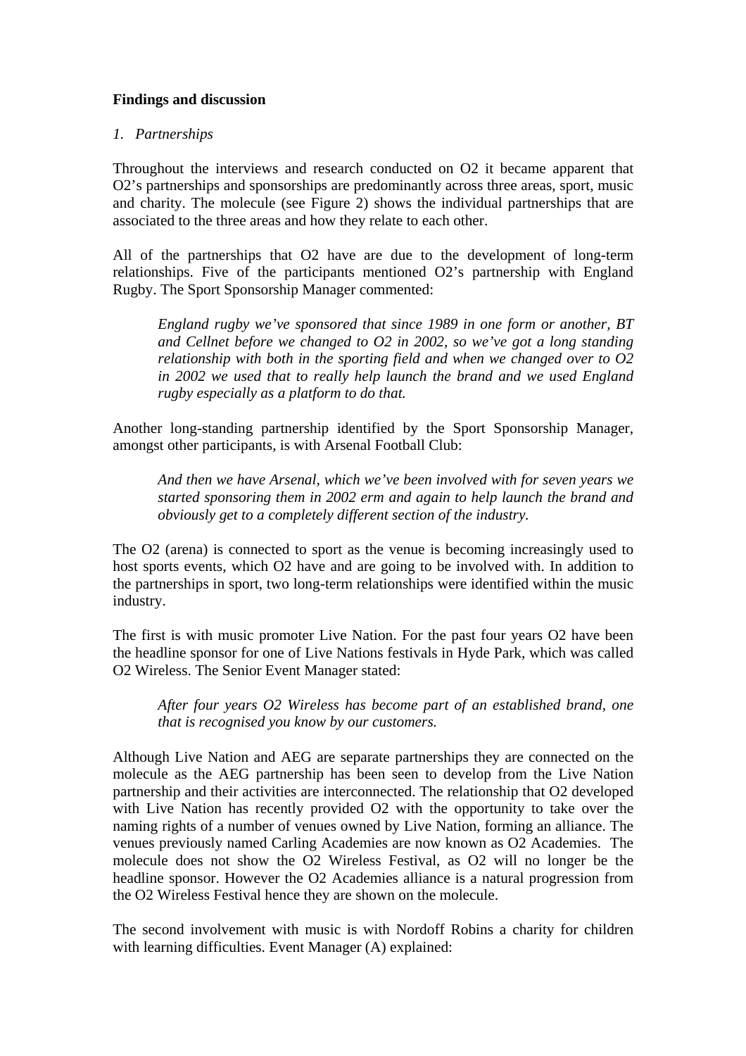**Findings and discussion**

*1. Partnerships*

Throughout the interviews and research conducted on O2 it became apparent that O2's partnerships and sponsorships are predominantly across three areas, sport, music and charity. The molecule (see Figure 2) shows the individual partnerships that are associated to the three areas and how they relate to each other.

All of the partnerships that O2 have are due to the development of long-term relationships. Five of the participants mentioned O2's partnership with England Rugby. The Sport Sponsorship Manager commented:

> *England rugby we've sponsored that since 1989 in one form or another, BT and Cellnet before we changed to O2 in 2002, so we've got a long standing relationship with both in the sporting field and when we changed over to O2 in 2002 we used that to really help launch the brand and we used England rugby especially as a platform to do that.*

Another long-standing partnership identified by the Sport Sponsorship Manager, amongst other participants, is with Arsenal Football Club:

> *And then we have Arsenal, which we've been involved with for seven years we started sponsoring them in 2002 erm and again to help launch the brand and obviously get to a completely different section of the industry.*

The O2 (arena) is connected to sport as the venue is becoming increasingly used to host sports events, which O2 have and are going to be involved with. In addition to the partnerships in sport, two long-term relationships were identified within the music industry.

The first is with music promoter Live Nation. For the past four years O2 have been the headline sponsor for one of Live Nations festivals in Hyde Park, which was called O2 Wireless. The Senior Event Manager stated:

> *After four years O2 Wireless has become part of an established brand, one that is recognised you know by our customers.*

Although Live Nation and AEG are separate partnerships they are connected on the molecule as the AEG partnership has been seen to develop from the Live Nation partnership and their activities are interconnected. The relationship that O2 developed with Live Nation has recently provided O2 with the opportunity to take over the naming rights of a number of venues owned by Live Nation, forming an alliance. The venues previously named Carling Academies are now known as O2 Academies. The molecule does not show the O2 Wireless Festival, as O2 will no longer be the headline sponsor. However the O2 Academies alliance is a natural progression from the O2 Wireless Festival hence they are shown on the molecule.

The second involvement with music is with Nordoff Robins a charity for children with learning difficulties. Event Manager (A) explained: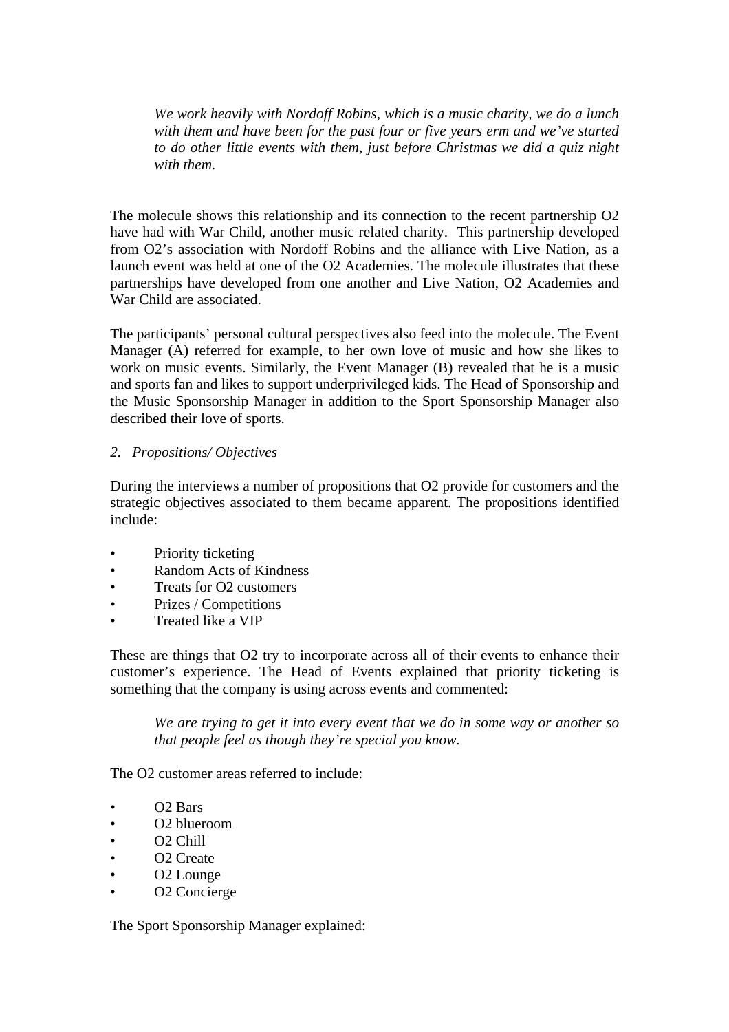> *We work heavily with Nordoff Robins, which is a music charity, we do a lunch with them and have been for the past four or five years erm and we've started to do other little events with them, just before Christmas we did a quiz night with them.*

The molecule shows this relationship and its connection to the recent partnership O2 have had with War Child, another music related charity. This partnership developed from O2's association with Nordoff Robins and the alliance with Live Nation, as a launch event was held at one of the O2 Academies. The molecule illustrates that these partnerships have developed from one another and Live Nation, O2 Academies and War Child are associated.

The participants' personal cultural perspectives also feed into the molecule. The Event Manager (A) referred for example, to her own love of music and how she likes to work on music events. Similarly, the Event Manager (B) revealed that he is a music and sports fan and likes to support underprivileged kids. The Head of Sponsorship and the Music Sponsorship Manager in addition to the Sport Sponsorship Manager also described their love of sports.

*2. Propositions/ Objectives*

During the interviews a number of propositions that O2 provide for customers and the strategic objectives associated to them became apparent. The propositions identified include:

- Priority ticketing
- Random Acts of Kindness
- Treats for O2 customers
- Prizes / Competitions
- Treated like a VIP

These are things that O2 try to incorporate across all of their events to enhance their customer's experience. The Head of Events explained that priority ticketing is something that the company is using across events and commented:

> *We are trying to get it into every event that we do in some way or another so that people feel as though they're special you know.*

The O2 customer areas referred to include:

- O2 Bars
- O2 blueroom
- O2 Chill
- O2 Create
- O2 Lounge
- O2 Concierge

The Sport Sponsorship Manager explained: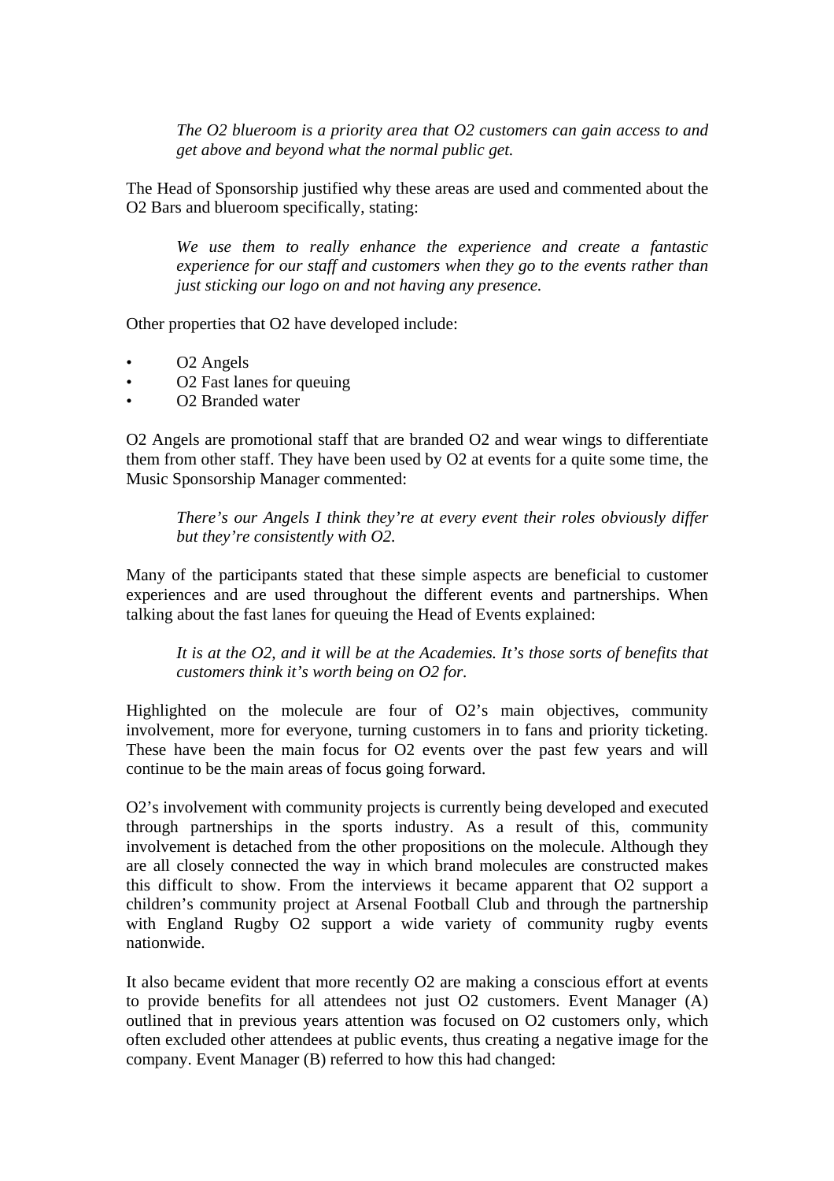> *The O2 blueroom is a priority area that O2 customers can gain access to and get above and beyond what the normal public get.*

The Head of Sponsorship justified why these areas are used and commented about the O2 Bars and blueroom specifically, stating:

> *We use them to really enhance the experience and create a fantastic experience for our staff and customers when they go to the events rather than just sticking our logo on and not having any presence.*

Other properties that O2 have developed include:

- O2 Angels
- O2 Fast lanes for queuing
- O2 Branded water

O2 Angels are promotional staff that are branded O2 and wear wings to differentiate them from other staff. They have been used by O2 at events for a quite some time, the Music Sponsorship Manager commented:

> *There's our Angels I think they're at every event their roles obviously differ but they're consistently with O2.*

Many of the participants stated that these simple aspects are beneficial to customer experiences and are used throughout the different events and partnerships. When talking about the fast lanes for queuing the Head of Events explained:

> *It is at the O2, and it will be at the Academies. It's those sorts of benefits that customers think it's worth being on O2 for.*

Highlighted on the molecule are four of O2's main objectives, community involvement, more for everyone, turning customers in to fans and priority ticketing. These have been the main focus for O2 events over the past few years and will continue to be the main areas of focus going forward.

O2's involvement with community projects is currently being developed and executed through partnerships in the sports industry. As a result of this, community involvement is detached from the other propositions on the molecule. Although they are all closely connected the way in which brand molecules are constructed makes this difficult to show. From the interviews it became apparent that O2 support a children's community project at Arsenal Football Club and through the partnership with England Rugby O2 support a wide variety of community rugby events nationwide.

It also became evident that more recently O2 are making a conscious effort at events to provide benefits for all attendees not just O2 customers. Event Manager (A) outlined that in previous years attention was focused on O2 customers only, which often excluded other attendees at public events, thus creating a negative image for the company. Event Manager (B) referred to how this had changed: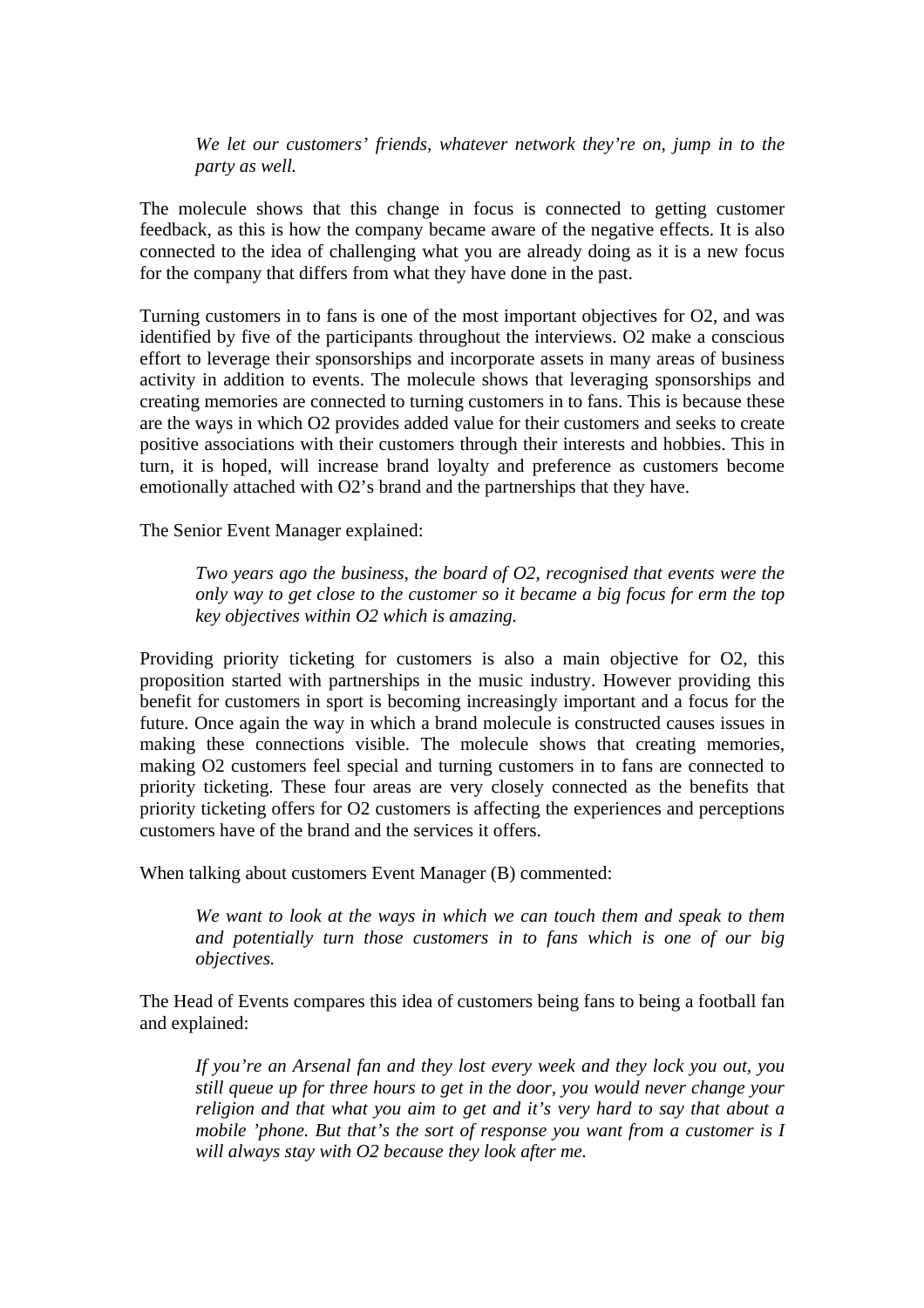> *We let our customers' friends, whatever network they're on, jump in to the party as well.*

The molecule shows that this change in focus is connected to getting customer feedback, as this is how the company became aware of the negative effects. It is also connected to the idea of challenging what you are already doing as it is a new focus for the company that differs from what they have done in the past.

Turning customers in to fans is one of the most important objectives for O2, and was identified by five of the participants throughout the interviews. O2 make a conscious effort to leverage their sponsorships and incorporate assets in many areas of business activity in addition to events. The molecule shows that leveraging sponsorships and creating memories are connected to turning customers in to fans. This is because these are the ways in which O2 provides added value for their customers and seeks to create positive associations with their customers through their interests and hobbies. This in turn, it is hoped, will increase brand loyalty and preference as customers become emotionally attached with O2's brand and the partnerships that they have.

The Senior Event Manager explained:

> *Two years ago the business, the board of O2, recognised that events were the only way to get close to the customer so it became a big focus for erm the top key objectives within O2 which is amazing.*

Providing priority ticketing for customers is also a main objective for O2, this proposition started with partnerships in the music industry. However providing this benefit for customers in sport is becoming increasingly important and a focus for the future. Once again the way in which a brand molecule is constructed causes issues in making these connections visible. The molecule shows that creating memories, making O2 customers feel special and turning customers in to fans are connected to priority ticketing. These four areas are very closely connected as the benefits that priority ticketing offers for O2 customers is affecting the experiences and perceptions customers have of the brand and the services it offers.

When talking about customers Event Manager (B) commented:

> *We want to look at the ways in which we can touch them and speak to them and potentially turn those customers in to fans which is one of our big objectives.*

The Head of Events compares this idea of customers being fans to being a football fan and explained:

> *If you're an Arsenal fan and they lost every week and they lock you out, you still queue up for three hours to get in the door, you would never change your religion and that what you aim to get and it's very hard to say that about a mobile 'phone. But that's the sort of response you want from a customer is I will always stay with O2 because they look after me.*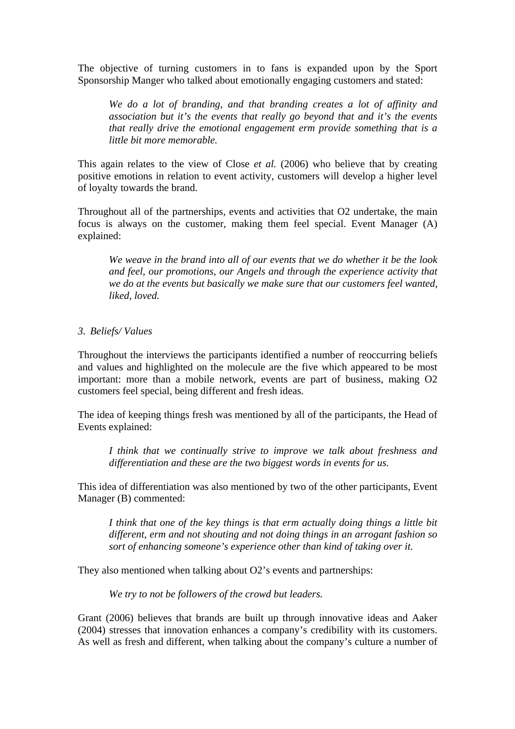The objective of turning customers in to fans is expanded upon by the Sport Sponsorship Manger who talked about emotionally engaging customers and stated:

> *We do a lot of branding, and that branding creates a lot of affinity and association but it's the events that really go beyond that and it's the events that really drive the emotional engagement erm provide something that is a little bit more memorable.*

This again relates to the view of Close *et al.* (2006) who believe that by creating positive emotions in relation to event activity, customers will develop a higher level of loyalty towards the brand.

Throughout all of the partnerships, events and activities that O2 undertake, the main focus is always on the customer, making them feel special. Event Manager (A) explained:

> *We weave in the brand into all of our events that we do whether it be the look and feel, our promotions, our Angels and through the experience activity that we do at the events but basically we make sure that our customers feel wanted, liked, loved.*

*3. Beliefs/ Values*

Throughout the interviews the participants identified a number of reoccurring beliefs and values and highlighted on the molecule are the five which appeared to be most important: more than a mobile network, events are part of business, making O2 customers feel special, being different and fresh ideas.

The idea of keeping things fresh was mentioned by all of the participants, the Head of Events explained:

> *I think that we continually strive to improve we talk about freshness and differentiation and these are the two biggest words in events for us.*

This idea of differentiation was also mentioned by two of the other participants, Event Manager (B) commented:

> *I think that one of the key things is that erm actually doing things a little bit different, erm and not shouting and not doing things in an arrogant fashion so sort of enhancing someone's experience other than kind of taking over it.*

They also mentioned when talking about O2's events and partnerships:

> *We try to not be followers of the crowd but leaders.*

Grant (2006) believes that brands are built up through innovative ideas and Aaker (2004) stresses that innovation enhances a company's credibility with its customers. As well as fresh and different, when talking about the company's culture a number of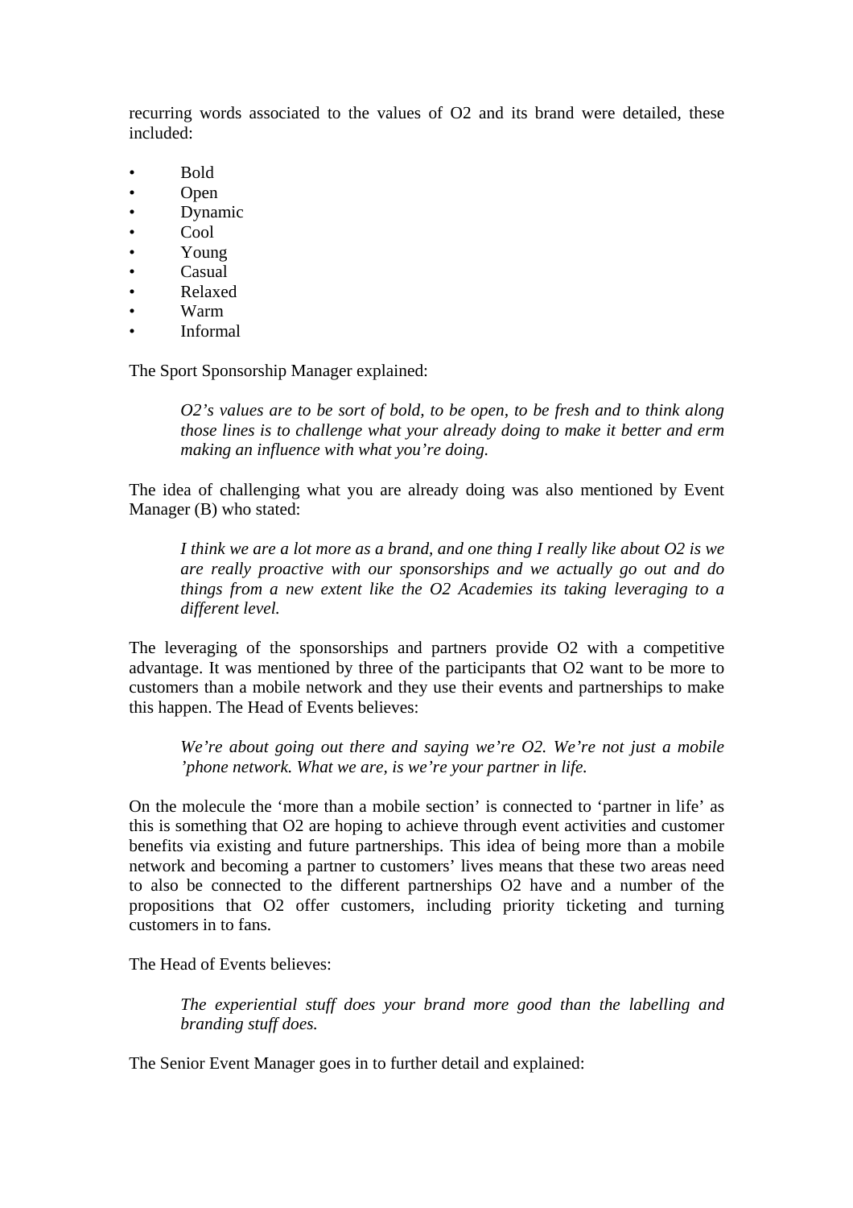recurring words associated to the values of O2 and its brand were detailed, these included:

- Bold
- Open
- Dynamic
- Cool
- Young
- Casual
- Relaxed
- Warm
- Informal

The Sport Sponsorship Manager explained:

> *O2's values are to be sort of bold, to be open, to be fresh and to think along those lines is to challenge what your already doing to make it better and erm making an influence with what you're doing.*

The idea of challenging what you are already doing was also mentioned by Event Manager (B) who stated:

> *I think we are a lot more as a brand, and one thing I really like about O2 is we are really proactive with our sponsorships and we actually go out and do things from a new extent like the O2 Academies its taking leveraging to a different level.*

The leveraging of the sponsorships and partners provide O2 with a competitive advantage. It was mentioned by three of the participants that O2 want to be more to customers than a mobile network and they use their events and partnerships to make this happen. The Head of Events believes:

> *We're about going out there and saying we're O2. We're not just a mobile 'phone network. What we are, is we're your partner in life.*

On the molecule the 'more than a mobile section' is connected to 'partner in life' as this is something that O2 are hoping to achieve through event activities and customer benefits via existing and future partnerships. This idea of being more than a mobile network and becoming a partner to customers' lives means that these two areas need to also be connected to the different partnerships O2 have and a number of the propositions that O2 offer customers, including priority ticketing and turning customers in to fans.

The Head of Events believes:

> *The experiential stuff does your brand more good than the labelling and branding stuff does.*

The Senior Event Manager goes in to further detail and explained: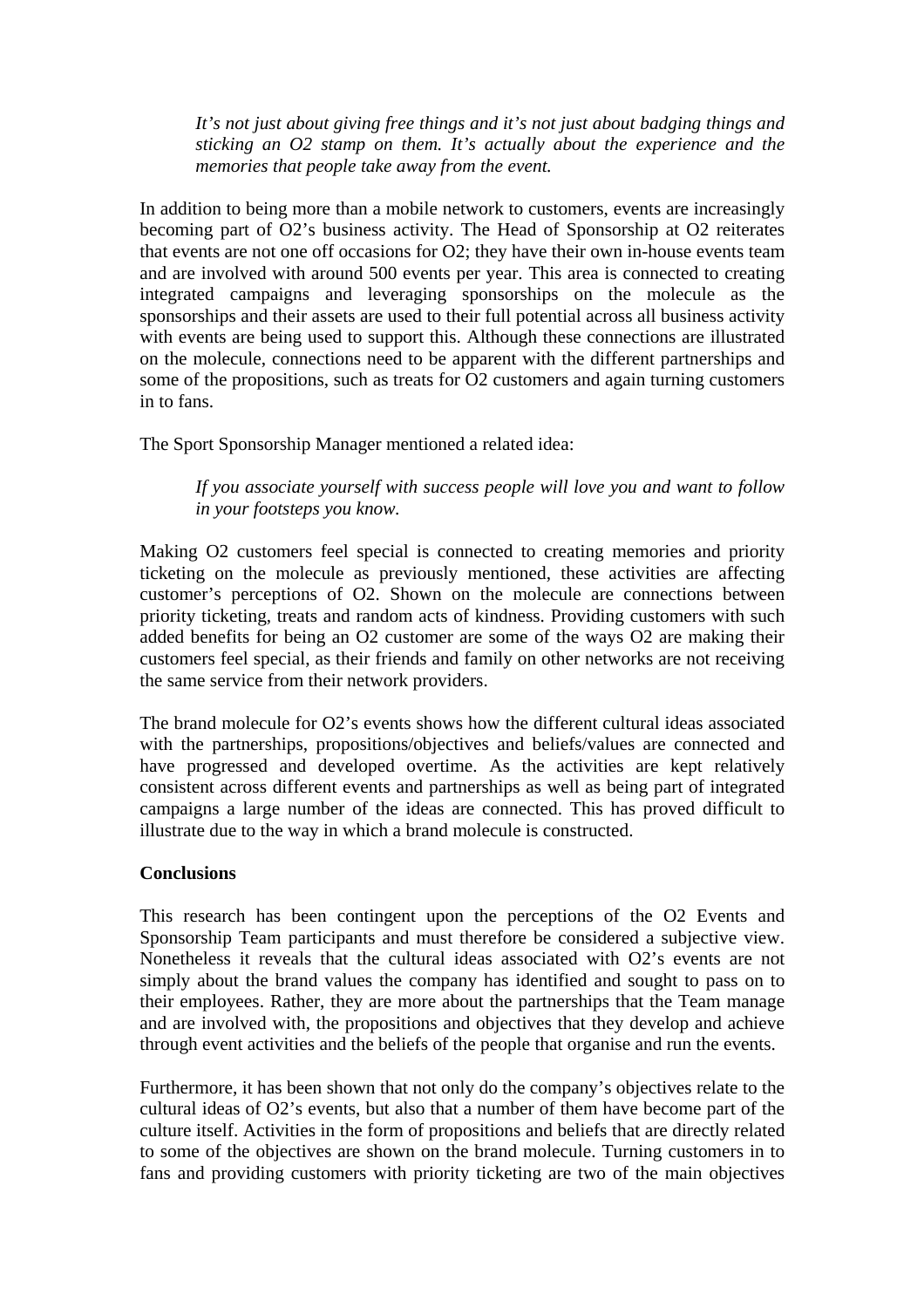> *It's not just about giving free things and it's not just about badging things and sticking an O2 stamp on them. It's actually about the experience and the memories that people take away from the event.*

In addition to being more than a mobile network to customers, events are increasingly becoming part of O2's business activity. The Head of Sponsorship at O2 reiterates that events are not one off occasions for O2; they have their own in-house events team and are involved with around 500 events per year. This area is connected to creating integrated campaigns and leveraging sponsorships on the molecule as the sponsorships and their assets are used to their full potential across all business activity with events are being used to support this. Although these connections are illustrated on the molecule, connections need to be apparent with the different partnerships and some of the propositions, such as treats for O2 customers and again turning customers in to fans.

The Sport Sponsorship Manager mentioned a related idea:

> *If you associate yourself with success people will love you and want to follow in your footsteps you know.*

Making O2 customers feel special is connected to creating memories and priority ticketing on the molecule as previously mentioned, these activities are affecting customer's perceptions of O2. Shown on the molecule are connections between priority ticketing, treats and random acts of kindness. Providing customers with such added benefits for being an O2 customer are some of the ways O2 are making their customers feel special, as their friends and family on other networks are not receiving the same service from their network providers.

The brand molecule for O2's events shows how the different cultural ideas associated with the partnerships, propositions/objectives and beliefs/values are connected and have progressed and developed overtime. As the activities are kept relatively consistent across different events and partnerships as well as being part of integrated campaigns a large number of the ideas are connected. This has proved difficult to illustrate due to the way in which a brand molecule is constructed.

**Conclusions**

This research has been contingent upon the perceptions of the O2 Events and Sponsorship Team participants and must therefore be considered a subjective view. Nonetheless it reveals that the cultural ideas associated with O2's events are not simply about the brand values the company has identified and sought to pass on to their employees. Rather, they are more about the partnerships that the Team manage and are involved with, the propositions and objectives that they develop and achieve through event activities and the beliefs of the people that organise and run the events.

Furthermore, it has been shown that not only do the company's objectives relate to the cultural ideas of O2's events, but also that a number of them have become part of the culture itself. Activities in the form of propositions and beliefs that are directly related to some of the objectives are shown on the brand molecule. Turning customers in to fans and providing customers with priority ticketing are two of the main objectives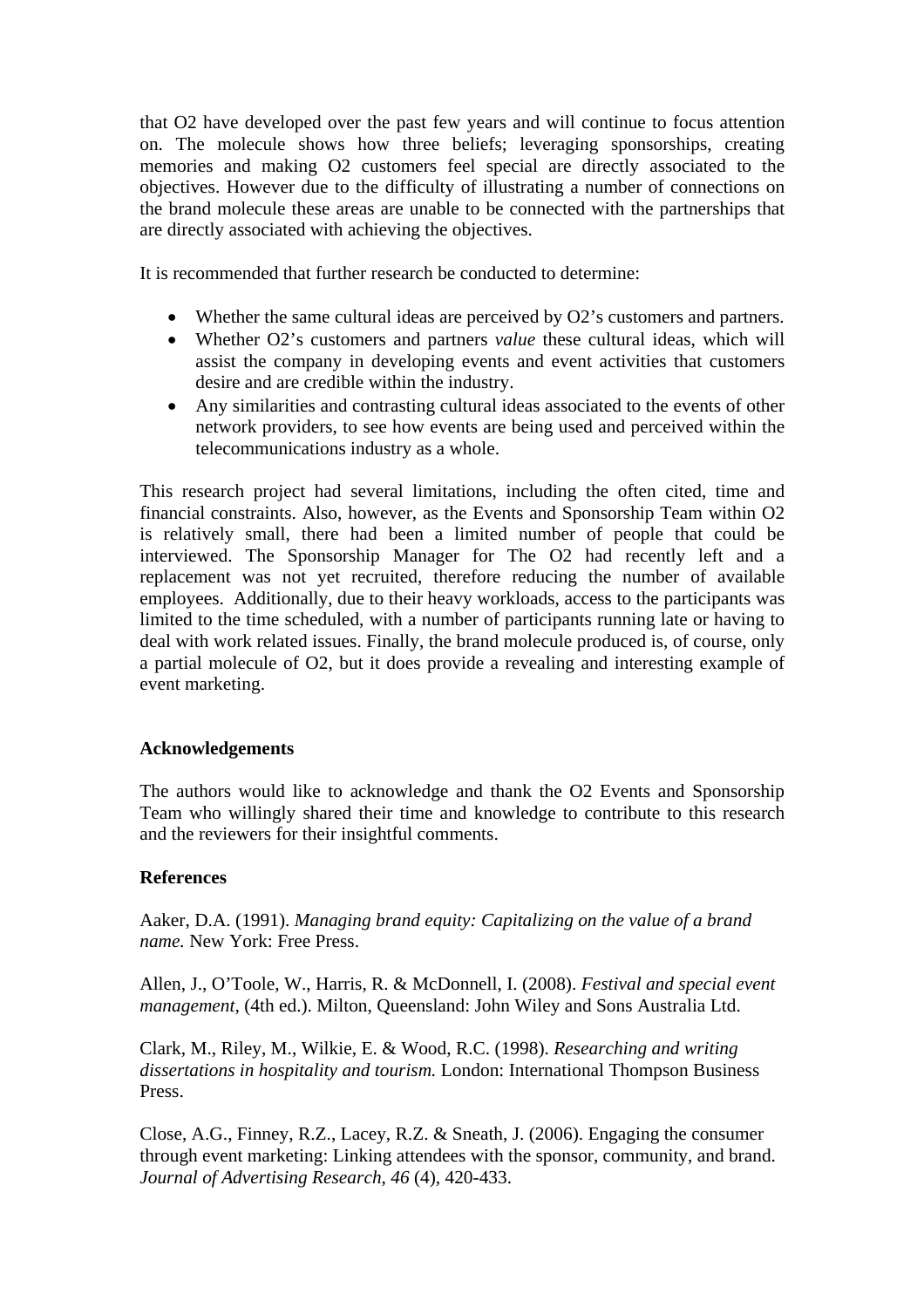that O2 have developed over the past few years and will continue to focus attention on. The molecule shows how three beliefs; leveraging sponsorships, creating memories and making O2 customers feel special are directly associated to the objectives. However due to the difficulty of illustrating a number of connections on the brand molecule these areas are unable to be connected with the partnerships that are directly associated with achieving the objectives.

It is recommended that further research be conducted to determine:

- Whether the same cultural ideas are perceived by O2's customers and partners.
- Whether O2's customers and partners *value* these cultural ideas, which will assist the company in developing events and event activities that customers desire and are credible within the industry.
- Any similarities and contrasting cultural ideas associated to the events of other network providers, to see how events are being used and perceived within the telecommunications industry as a whole.

This research project had several limitations, including the often cited, time and financial constraints. Also, however, as the Events and Sponsorship Team within O2 is relatively small, there had been a limited number of people that could be interviewed. The Sponsorship Manager for The O2 had recently left and a replacement was not yet recruited, therefore reducing the number of available employees. Additionally, due to their heavy workloads, access to the participants was limited to the time scheduled, with a number of participants running late or having to deal with work related issues. Finally, the brand molecule produced is, of course, only a partial molecule of O2, but it does provide a revealing and interesting example of event marketing.

**Acknowledgements**

The authors would like to acknowledge and thank the O2 Events and Sponsorship Team who willingly shared their time and knowledge to contribute to this research and the reviewers for their insightful comments.

**References**

Aaker, D.A. (1991). *Managing brand equity: Capitalizing on the value of a brand name.* New York: Free Press.

Allen, J., O'Toole, W., Harris, R. & McDonnell, I. (2008). *Festival and special event management*, (4th ed.). Milton, Queensland: John Wiley and Sons Australia Ltd.

Clark, M., Riley, M., Wilkie, E. & Wood, R.C. (1998). *Researching and writing dissertations in hospitality and tourism.* London: International Thompson Business Press.

Close, A.G., Finney, R.Z., Lacey, R.Z. & Sneath, J. (2006). Engaging the consumer through event marketing: Linking attendees with the sponsor, community, and brand. *Journal of Advertising Research*, *46* (4), 420-433.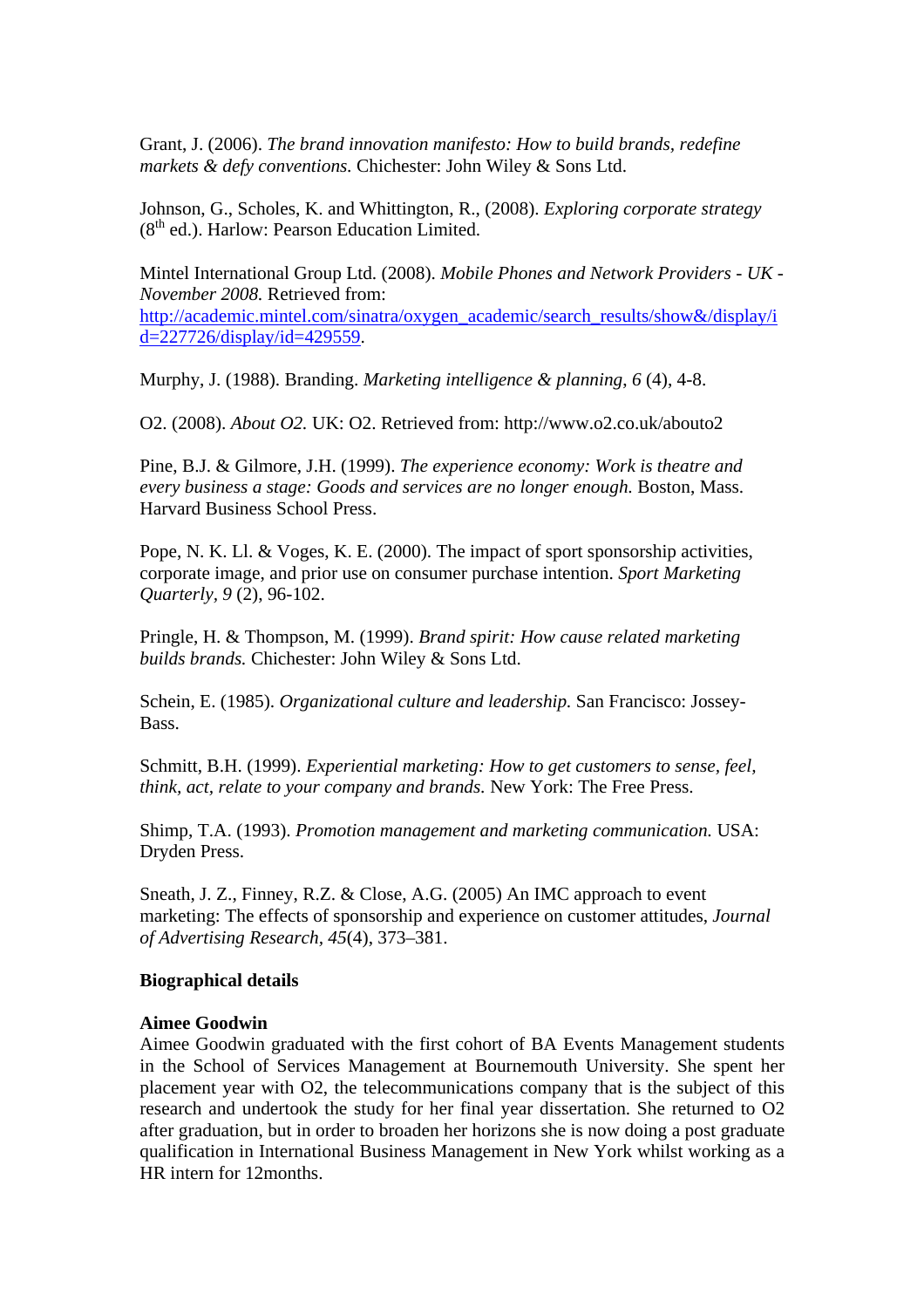Grant, J. (2006). *The brand innovation manifesto: How to build brands, redefine markets & defy conventions.* Chichester: John Wiley & Sons Ltd.

Johnson, G., Scholes, K. and Whittington, R., (2008). *Exploring corporate strategy* (8th ed.). Harlow: Pearson Education Limited.

Mintel International Group Ltd. (2008). *Mobile Phones and Network Providers - UK - November 2008.* Retrieved from: [http://academic.mintel.com/sinatra/oxygen_academic/search_results/show&/display/id=227726/display/id=429559](http://academic.mintel.com/sinatra/oxygen_academic/search_results/show&/display/id=227726/display/id=429559).

Murphy, J. (1988). Branding. *Marketing intelligence & planning*, *6* (4), 4-8.

O2. (2008). *About O2.* UK: O2. Retrieved from: http://www.o2.co.uk/abouto2

Pine, B.J. & Gilmore, J.H. (1999). *The experience economy: Work is theatre and every business a stage: Goods and services are no longer enough.* Boston, Mass. Harvard Business School Press.

Pope, N. K. Ll. & Voges, K. E. (2000). The impact of sport sponsorship activities, corporate image, and prior use on consumer purchase intention. *Sport Marketing Quarterly, 9* (2), 96-102.

Pringle, H. & Thompson, M. (1999). *Brand spirit: How cause related marketing builds brands.* Chichester: John Wiley & Sons Ltd.

Schein, E. (1985). *Organizational culture and leadership.* San Francisco: Jossey-Bass.

Schmitt, B.H. (1999). *Experiential marketing: How to get customers to sense, feel, think, act, relate to your company and brands.* New York: The Free Press.

Shimp, T.A. (1993). *Promotion management and marketing communication.* USA: Dryden Press.

Sneath, J. Z., Finney, R.Z. & Close, A.G. (2005) An IMC approach to event marketing: The effects of sponsorship and experience on customer attitudes, *Journal of Advertising Research, 45*(4), 373–381.

**Biographical details**

**Aimee Goodwin**
Aimee Goodwin graduated with the first cohort of BA Events Management students in the School of Services Management at Bournemouth University. She spent her placement year with O2, the telecommunications company that is the subject of this research and undertook the study for her final year dissertation. She returned to O2 after graduation, but in order to broaden her horizons she is now doing a post graduate qualification in International Business Management in New York whilst working as a HR intern for 12months.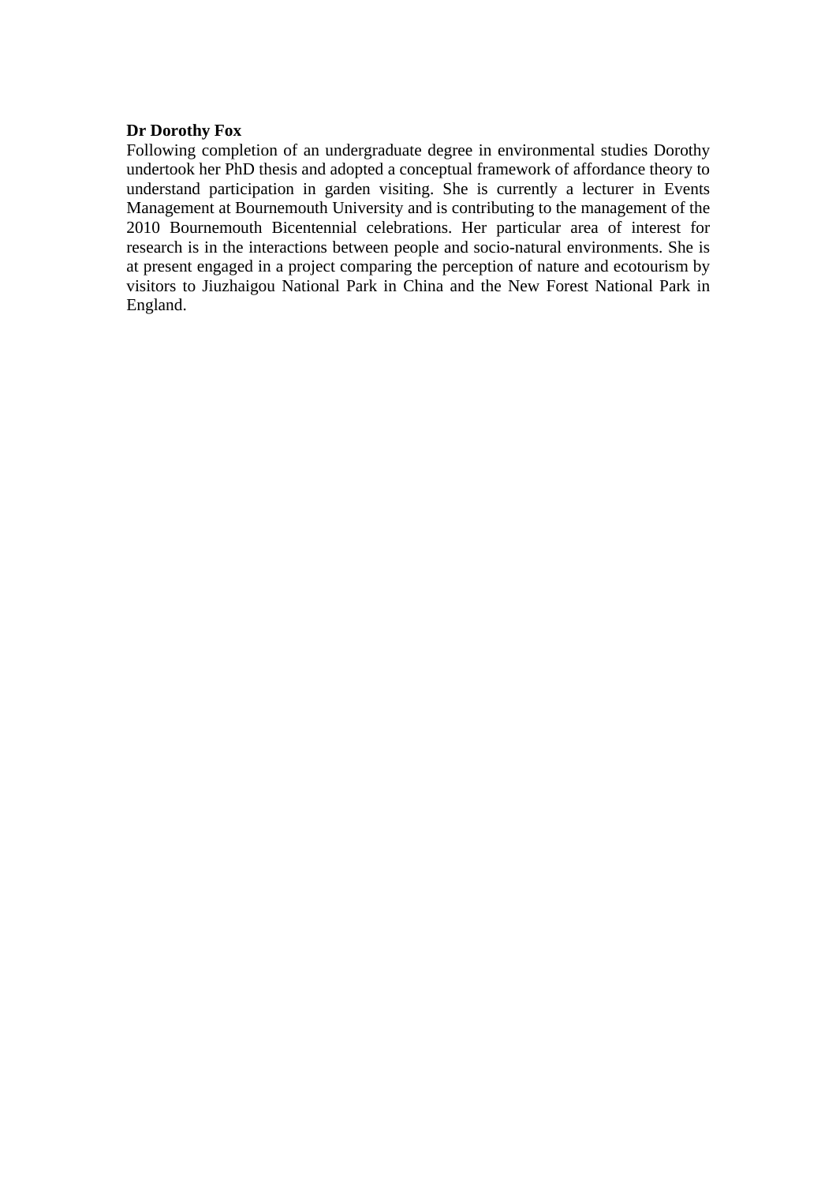**Dr Dorothy Fox**

Following completion of an undergraduate degree in environmental studies Dorothy undertook her PhD thesis and adopted a conceptual framework of affordance theory to understand participation in garden visiting. She is currently a lecturer in Events Management at Bournemouth University and is contributing to the management of the 2010 Bournemouth Bicentennial celebrations. Her particular area of interest for research is in the interactions between people and socio-natural environments. She is at present engaged in a project comparing the perception of nature and ecotourism by visitors to Jiuzhaigou National Park in China and the New Forest National Park in England.